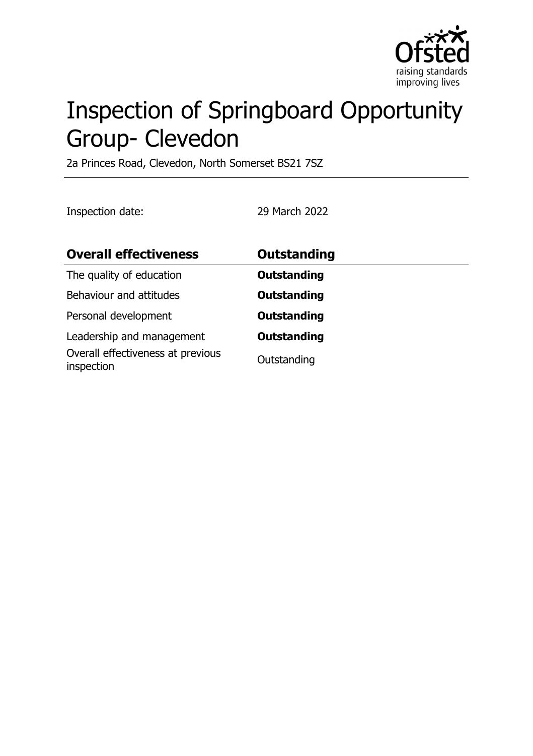# Inspection of Springboard Opportunity Group- Clevedon

2a Princes Road, Clevedon, North Somerset BS21 7SZ

Inspection date: 29 March 2022

| **Overall effectiveness** | **Outstanding** |
|---|---|
| The quality of education | **Outstanding** |
| Behaviour and attitudes | **Outstanding** |
| Personal development | **Outstanding** |
| Leadership and management | **Outstanding** |
| Overall effectiveness at previous inspection | Outstanding |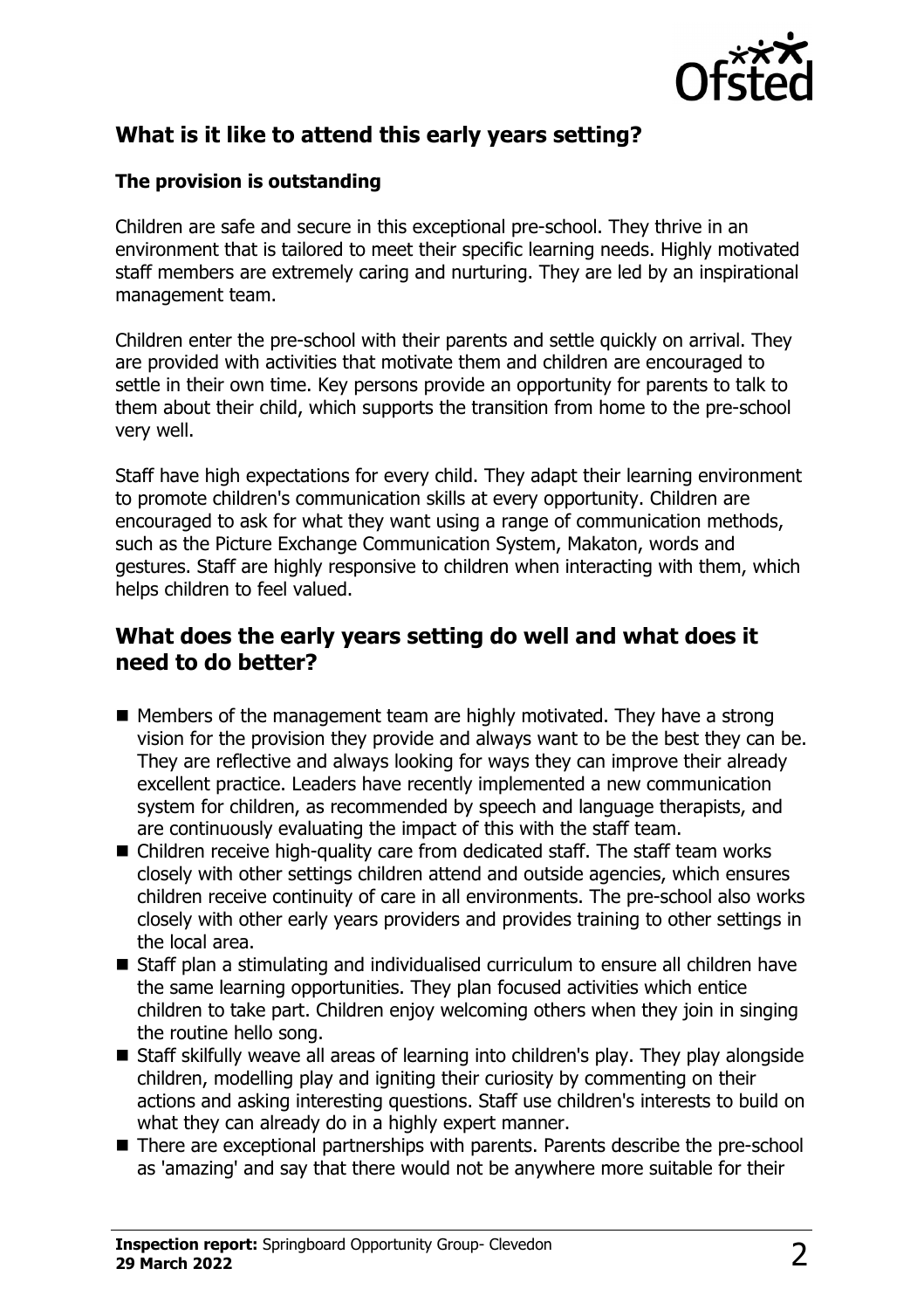## What is it like to attend this early years setting?

### The provision is outstanding

Children are safe and secure in this exceptional pre-school. They thrive in an environment that is tailored to meet their specific learning needs. Highly motivated staff members are extremely caring and nurturing. They are led by an inspirational management team.

Children enter the pre-school with their parents and settle quickly on arrival. They are provided with activities that motivate them and children are encouraged to settle in their own time. Key persons provide an opportunity for parents to talk to them about their child, which supports the transition from home to the pre-school very well.

Staff have high expectations for every child. They adapt their learning environment to promote children's communication skills at every opportunity. Children are encouraged to ask for what they want using a range of communication methods, such as the Picture Exchange Communication System, Makaton, words and gestures. Staff are highly responsive to children when interacting with them, which helps children to feel valued.

## What does the early years setting do well and what does it need to do better?

- Members of the management team are highly motivated. They have a strong vision for the provision they provide and always want to be the best they can be. They are reflective and always looking for ways they can improve their already excellent practice. Leaders have recently implemented a new communication system for children, as recommended by speech and language therapists, and are continuously evaluating the impact of this with the staff team.
- Children receive high-quality care from dedicated staff. The staff team works closely with other settings children attend and outside agencies, which ensures children receive continuity of care in all environments. The pre-school also works closely with other early years providers and provides training to other settings in the local area.
- Staff plan a stimulating and individualised curriculum to ensure all children have the same learning opportunities. They plan focused activities which entice children to take part. Children enjoy welcoming others when they join in singing the routine hello song.
- Staff skilfully weave all areas of learning into children's play. They play alongside children, modelling play and igniting their curiosity by commenting on their actions and asking interesting questions. Staff use children's interests to build on what they can already do in a highly expert manner.
- There are exceptional partnerships with parents. Parents describe the pre-school as 'amazing' and say that there would not be anywhere more suitable for their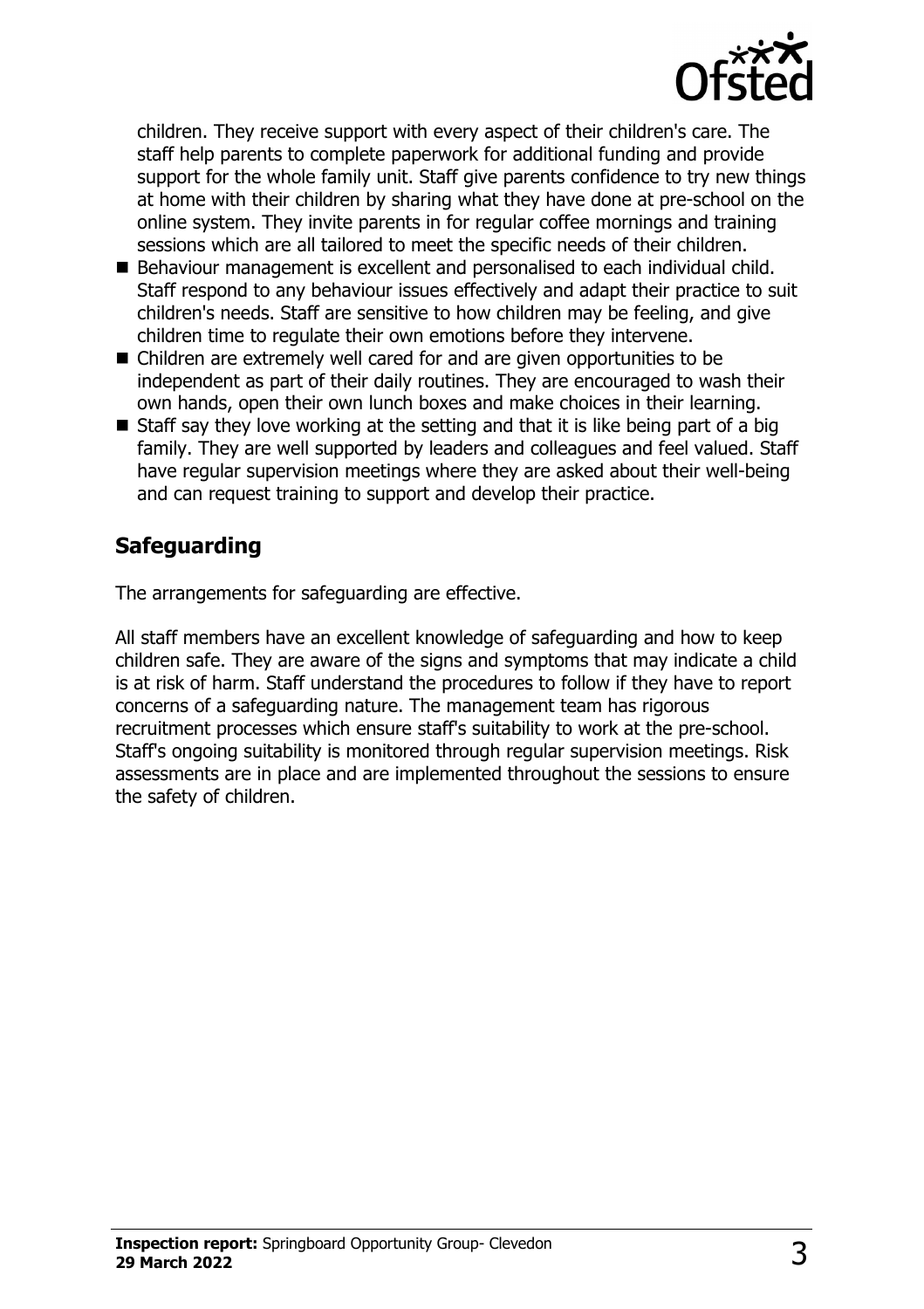children. They receive support with every aspect of their children's care. The staff help parents to complete paperwork for additional funding and provide support for the whole family unit. Staff give parents confidence to try new things at home with their children by sharing what they have done at pre-school on the online system. They invite parents in for regular coffee mornings and training sessions which are all tailored to meet the specific needs of their children.

- Behaviour management is excellent and personalised to each individual child. Staff respond to any behaviour issues effectively and adapt their practice to suit children's needs. Staff are sensitive to how children may be feeling, and give children time to regulate their own emotions before they intervene.
- Children are extremely well cared for and are given opportunities to be independent as part of their daily routines. They are encouraged to wash their own hands, open their own lunch boxes and make choices in their learning.
- Staff say they love working at the setting and that it is like being part of a big family. They are well supported by leaders and colleagues and feel valued. Staff have regular supervision meetings where they are asked about their well-being and can request training to support and develop their practice.

## Safeguarding

The arrangements for safeguarding are effective.

All staff members have an excellent knowledge of safeguarding and how to keep children safe. They are aware of the signs and symptoms that may indicate a child is at risk of harm. Staff understand the procedures to follow if they have to report concerns of a safeguarding nature. The management team has rigorous recruitment processes which ensure staff's suitability to work at the pre-school. Staff's ongoing suitability is monitored through regular supervision meetings. Risk assessments are in place and are implemented throughout the sessions to ensure the safety of children.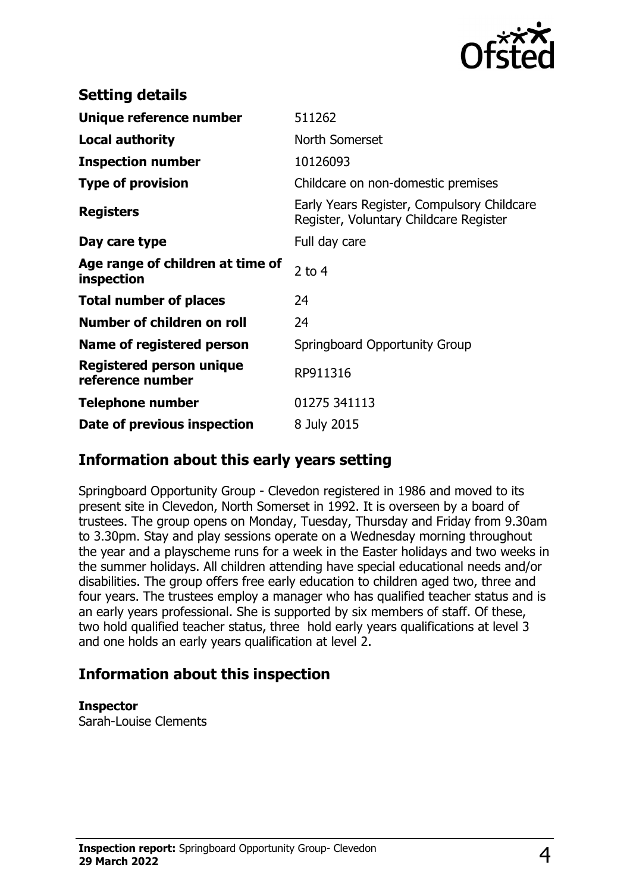## Setting details

| | |
|---|---|
| **Unique reference number** | 511262 |
| **Local authority** | North Somerset |
| **Inspection number** | 10126093 |
| **Type of provision** | Childcare on non-domestic premises |
| **Registers** | Early Years Register, Compulsory Childcare Register, Voluntary Childcare Register |
| **Day care type** | Full day care |
| **Age range of children at time of inspection** | 2 to 4 |
| **Total number of places** | 24 |
| **Number of children on roll** | 24 |
| **Name of registered person** | Springboard Opportunity Group |
| **Registered person unique reference number** | RP911316 |
| **Telephone number** | 01275 341113 |
| **Date of previous inspection** | 8 July 2015 |

## Information about this early years setting

Springboard Opportunity Group - Clevedon registered in 1986 and moved to its present site in Clevedon, North Somerset in 1992. It is overseen by a board of trustees. The group opens on Monday, Tuesday, Thursday and Friday from 9.30am to 3.30pm. Stay and play sessions operate on a Wednesday morning throughout the year and a playscheme runs for a week in the Easter holidays and two weeks in the summer holidays. All children attending have special educational needs and/or disabilities. The group offers free early education to children aged two, three and four years. The trustees employ a manager who has qualified teacher status and is an early years professional. She is supported by six members of staff. Of these, two hold qualified teacher status, three hold early years qualifications at level 3 and one holds an early years qualification at level 2.

## Information about this inspection

**Inspector**
Sarah-Louise Clements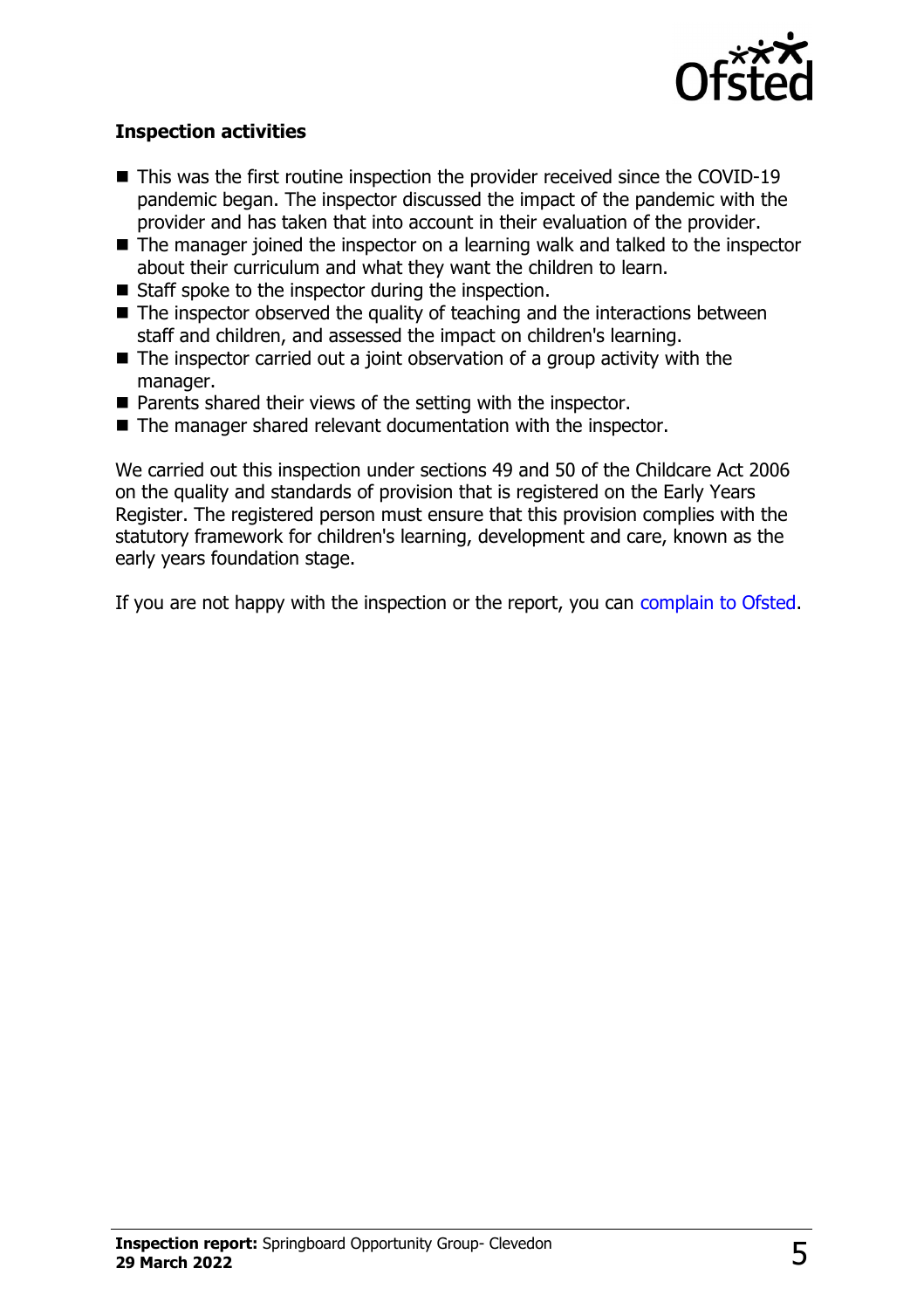### Inspection activities

- This was the first routine inspection the provider received since the COVID-19 pandemic began. The inspector discussed the impact of the pandemic with the provider and has taken that into account in their evaluation of the provider.
- The manager joined the inspector on a learning walk and talked to the inspector about their curriculum and what they want the children to learn.
- Staff spoke to the inspector during the inspection.
- The inspector observed the quality of teaching and the interactions between staff and children, and assessed the impact on children's learning.
- The inspector carried out a joint observation of a group activity with the manager.
- Parents shared their views of the setting with the inspector.
- The manager shared relevant documentation with the inspector.

We carried out this inspection under sections 49 and 50 of the Childcare Act 2006 on the quality and standards of provision that is registered on the Early Years Register. The registered person must ensure that this provision complies with the statutory framework for children's learning, development and care, known as the early years foundation stage.

If you are not happy with the inspection or the report, you can complain to Ofsted.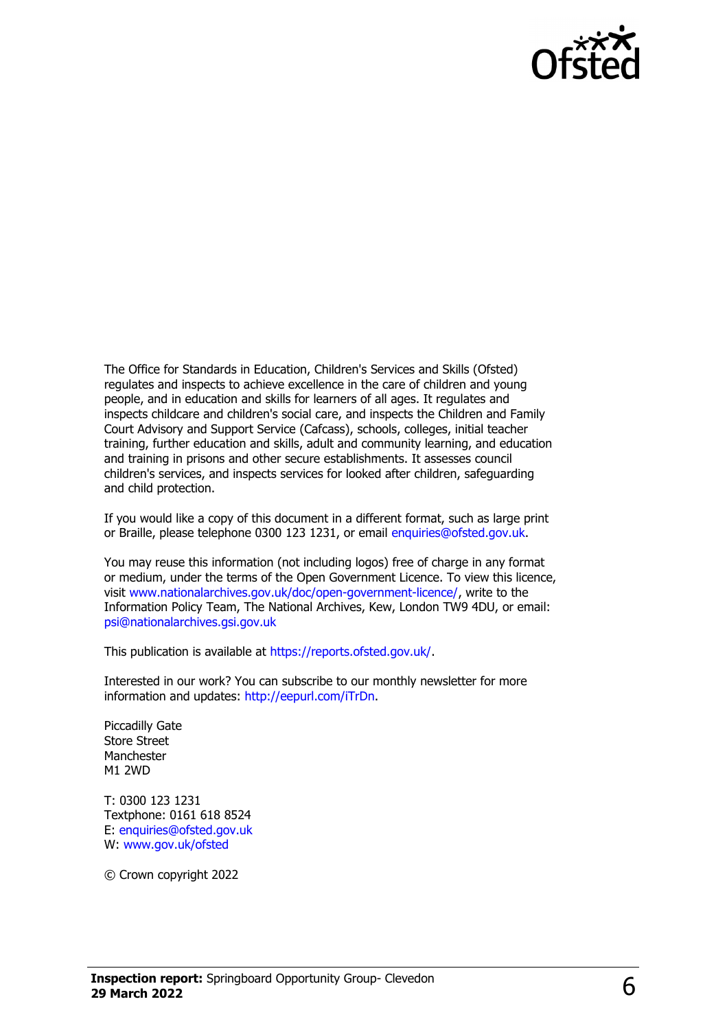The Office for Standards in Education, Children's Services and Skills (Ofsted) regulates and inspects to achieve excellence in the care of children and young people, and in education and skills for learners of all ages. It regulates and inspects childcare and children's social care, and inspects the Children and Family Court Advisory and Support Service (Cafcass), schools, colleges, initial teacher training, further education and skills, adult and community learning, and education and training in prisons and other secure establishments. It assesses council children's services, and inspects services for looked after children, safeguarding and child protection.

If you would like a copy of this document in a different format, such as large print or Braille, please telephone 0300 123 1231, or email enquiries@ofsted.gov.uk.

You may reuse this information (not including logos) free of charge in any format or medium, under the terms of the Open Government Licence. To view this licence, visit www.nationalarchives.gov.uk/doc/open-government-licence/, write to the Information Policy Team, The National Archives, Kew, London TW9 4DU, or email: psi@nationalarchives.gsi.gov.uk

This publication is available at https://reports.ofsted.gov.uk/.

Interested in our work? You can subscribe to our monthly newsletter for more information and updates: http://eepurl.com/iTrDn.

Piccadilly Gate
Store Street
Manchester
M1 2WD

T: 0300 123 1231
Textphone: 0161 618 8524
E: enquiries@ofsted.gov.uk
W: www.gov.uk/ofsted

© Crown copyright 2022